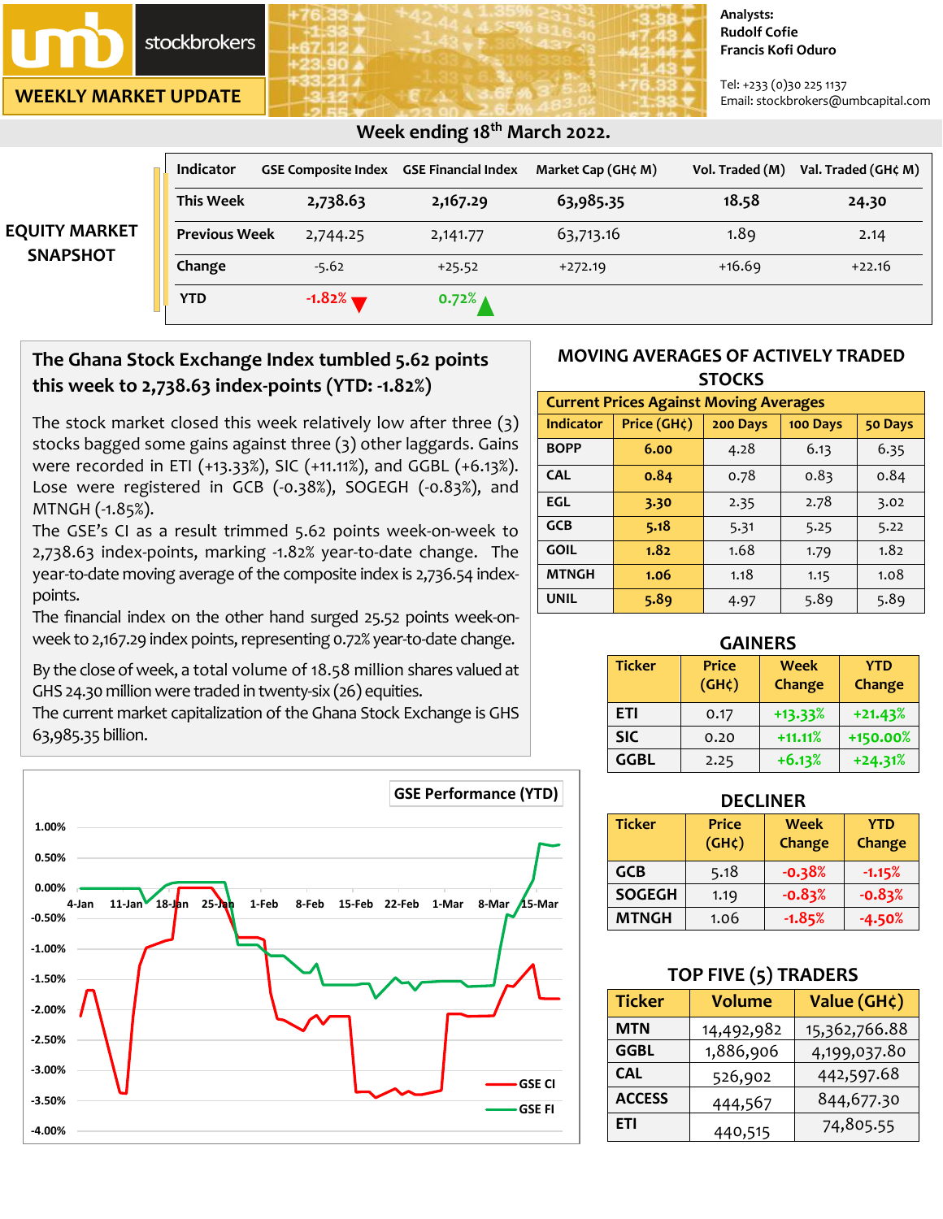# umb stockbrokers

## WEEKLY MARKET UPDATE

Analysts:
Rudolf Cofie
Francis Kofi Oduro

Tel: +233 (0)30 225 1137
Email: stockbrokers@umbcapital.com

### Week ending 18th March 2022.

## EQUITY MARKET SNAPSHOT

| Indicator | GSE Composite Index | GSE Financial Index | Market Cap (GH¢ M) | Vol. Traded (M) | Val. Traded (GH¢ M) |
|---|---|---|---|---|---|
| This Week | 2,738.63 | 2,167.29 | 63,985.35 | 18.58 | 24.30 |
| Previous Week | 2,744.25 | 2,141.77 | 63,713.16 | 1.89 | 2.14 |
| Change | -5.62 | +25.52 | +272.19 | +16.69 | +22.16 |
| YTD | -1.82% ▼ | 0.72% ▲ | | | |

## The Ghana Stock Exchange Index tumbled 5.62 points this week to 2,738.63 index-points (YTD: -1.82%)

The stock market closed this week relatively low after three (3) stocks bagged some gains against three (3) other laggards. Gains were recorded in ETI (+13.33%), SIC (+11.11%), and GGBL (+6.13%). Lose were registered in GCB (-0.38%), SOGEGH (-0.83%), and MTNGH (-1.85%).

The GSE's CI as a result trimmed 5.62 points week-on-week to 2,738.63 index-points, marking -1.82% year-to-date change. The year-to-date moving average of the composite index is 2,736.54 index-points.

The financial index on the other hand surged 25.52 points week-on-week to 2,167.29 index points, representing 0.72% year-to-date change.

By the close of week, a total volume of 18.58 million shares valued at GHS 24.30 million were traded in twenty-six (26) equities.

The current market capitalization of the Ghana Stock Exchange is GHS 63,985.35 billion.

GSE Performance (YTD)

## MOVING AVERAGES OF ACTIVELY TRADED STOCKS

| Current Prices Against Moving Averages | | | | |
|---|---|---|---|---|
| Indicator | Price (GH¢) | 200 Days | 100 Days | 50 Days |
| BOPP | 6.00 | 4.28 | 6.13 | 6.35 |
| CAL | 0.84 | 0.78 | 0.83 | 0.84 |
| EGL | 3.30 | 2.35 | 2.78 | 3.02 |
| GCB | 5.18 | 5.31 | 5.25 | 5.22 |
| GOIL | 1.82 | 1.68 | 1.79 | 1.82 |
| MTNGH | 1.06 | 1.18 | 1.15 | 1.08 |
| UNIL | 5.89 | 4.97 | 5.89 | 5.89 |

## GAINERS

| Ticker | Price (GH¢) | Week Change | YTD Change |
|---|---|---|---|
| ETI | 0.17 | +13.33% | +21.43% |
| SIC | 0.20 | +11.11% | +150.00% |
| GGBL | 2.25 | +6.13% | +24.31% |

## DECLINER

| Ticker | Price (GH¢) | Week Change | YTD Change |
|---|---|---|---|
| GCB | 5.18 | -0.38% | -1.15% |
| SOGEGH | 1.19 | -0.83% | -0.83% |
| MTNGH | 1.06 | -1.85% | -4.50% |

## TOP FIVE (5) TRADERS

| Ticker | Volume | Value (GH¢) |
|---|---|---|
| MTN | 14,492,982 | 15,362,766.88 |
| GGBL | 1,886,906 | 4,199,037.80 |
| CAL | 526,902 | 442,597.68 |
| ACCESS | 444,567 | 844,677.30 |
| ETI | 440,515 | 74,805.55 |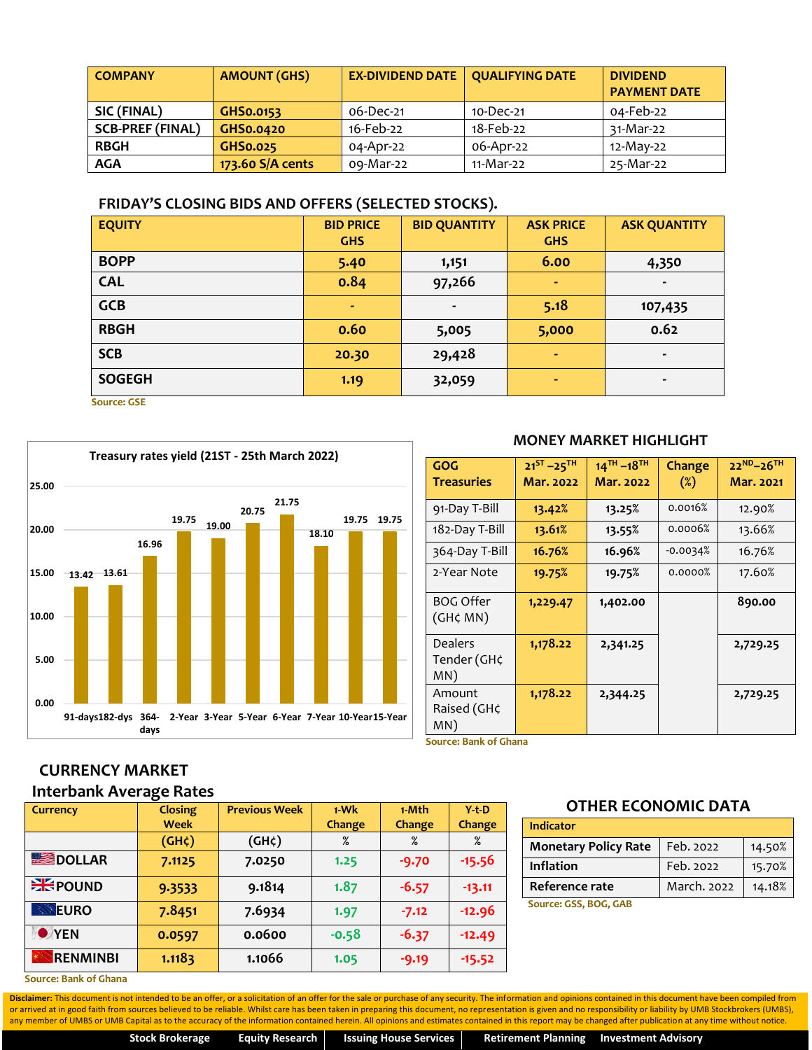| COMPANY | AMOUNT (GHS) | EX-DIVIDEND DATE | QUALIFYING DATE | DIVIDEND PAYMENT DATE |
|---|---|---|---|---|
| SIC (FINAL) | GHS0.0153 | 06-Dec-21 | 10-Dec-21 | 04-Feb-22 |
| SCB-PREF (FINAL) | GHS0.0420 | 16-Feb-22 | 18-Feb-22 | 31-Mar-22 |
| RBGH | GHS0.025 | 04-Apr-22 | 06-Apr-22 | 12-May-22 |
| AGA | 173.60 S/A cents | 09-Mar-22 | 11-Mar-22 | 25-Mar-22 |

## FRIDAY'S CLOSING BIDS AND OFFERS (SELECTED STOCKS).

| EQUITY | BID PRICE GHS | BID QUANTITY | ASK PRICE GHS | ASK QUANTITY |
|---|---|---|---|---|
| BOPP | 5.40 | 1,151 | 6.00 | 4,350 |
| CAL | 0.84 | 97,266 | - | - |
| GCB | - | - | 5.18 | 107,435 |
| RBGH | 0.60 | 5,005 | 5,000 | 0.62 |
| SCB | 20.30 | 29,428 | - | - |
| SOGEGH | 1.19 | 32,059 | - | - |

Source: GSE

Treasury rates yield (21ST - 25th March 2022)

25.00
20.00
15.00
10.00
5.00
0.00

13.42 13.61 16.96 19.75 19.00 20.75 21.75 18.10 19.75 19.75

91-days 182-dys 364-days 2-Year 3-Year 5-Year 6-Year 7-Year 10-Year 15-Year

## MONEY MARKET HIGHLIGHT

| GOG Treasuries | 21ST –25TH Mar. 2022 | 14TH –18TH Mar. 2022 | Change (%) | 22ND–26TH Mar. 2021 |
|---|---|---|---|---|
| 91-Day T-Bill | 13.42% | 13.25% | 0.0016% | 12.90% |
| 182-Day T-Bill | 13.61% | 13.55% | 0.0006% | 13.66% |
| 364-Day T-Bill | 16.76% | 16.96% | -0.0034% | 16.76% |
| 2-Year Note | 19.75% | 19.75% | 0.0000% | 17.60% |
| BOG Offer (GH¢ MN) | 1,229.47 | 1,402.00 | | 890.00 |
| Dealers Tender (GH¢ MN) | 1,178.22 | 2,341.25 | | 2,729.25 |
| Amount Raised (GH¢ MN) | 1,178.22 | 2,344.25 | | 2,729.25 |

Source: Bank of Ghana

## CURRENCY MARKET

### Interbank Average Rates

| Currency | Closing Week | Previous Week | 1-Wk Change | 1-Mth Change | Y-t-D Change |
|---|---|---|---|---|---|
| | (GH¢) | (GH¢) | % | % | % |
| DOLLAR | 7.1125 | 7.0250 | 1.25 | -9.70 | -15.56 |
| POUND | 9.3533 | 9.1814 | 1.87 | -6.57 | -13.11 |
| EURO | 7.8451 | 7.6934 | 1.97 | -7.12 | -12.96 |
| YEN | 0.0597 | 0.0600 | -0.58 | -6.37 | -12.49 |
| RENMINBI | 1.1183 | 1.1066 | 1.05 | -9.19 | -15.52 |

Source: Bank of Ghana

## OTHER ECONOMIC DATA

| Indicator | | |
|---|---|---|
| Monetary Policy Rate | Feb. 2022 | 14.50% |
| Inflation | Feb. 2022 | 15.70% |
| Reference rate | March. 2022 | 14.18% |

Source: GSS, BOG, GAB

**Disclaimer:** This document is not intended to be an offer, or a solicitation of an offer for the sale or purchase of any security. The information and opinions contained in this document have been compiled from or arrived at in good faith from sources believed to be reliable. Whilst care has been taken in preparing this document, no representation is given and no responsibility or liability by UMB Stockbrokers (UMBS), any member of UMBS or UMB Capital as to the accuracy of the information contained herein. All opinions and estimates contained in this report may be changed after publication at any time without notice.

Stock Brokerage | Equity Research | Issuing House Services | Retirement Planning | Investment Advisory